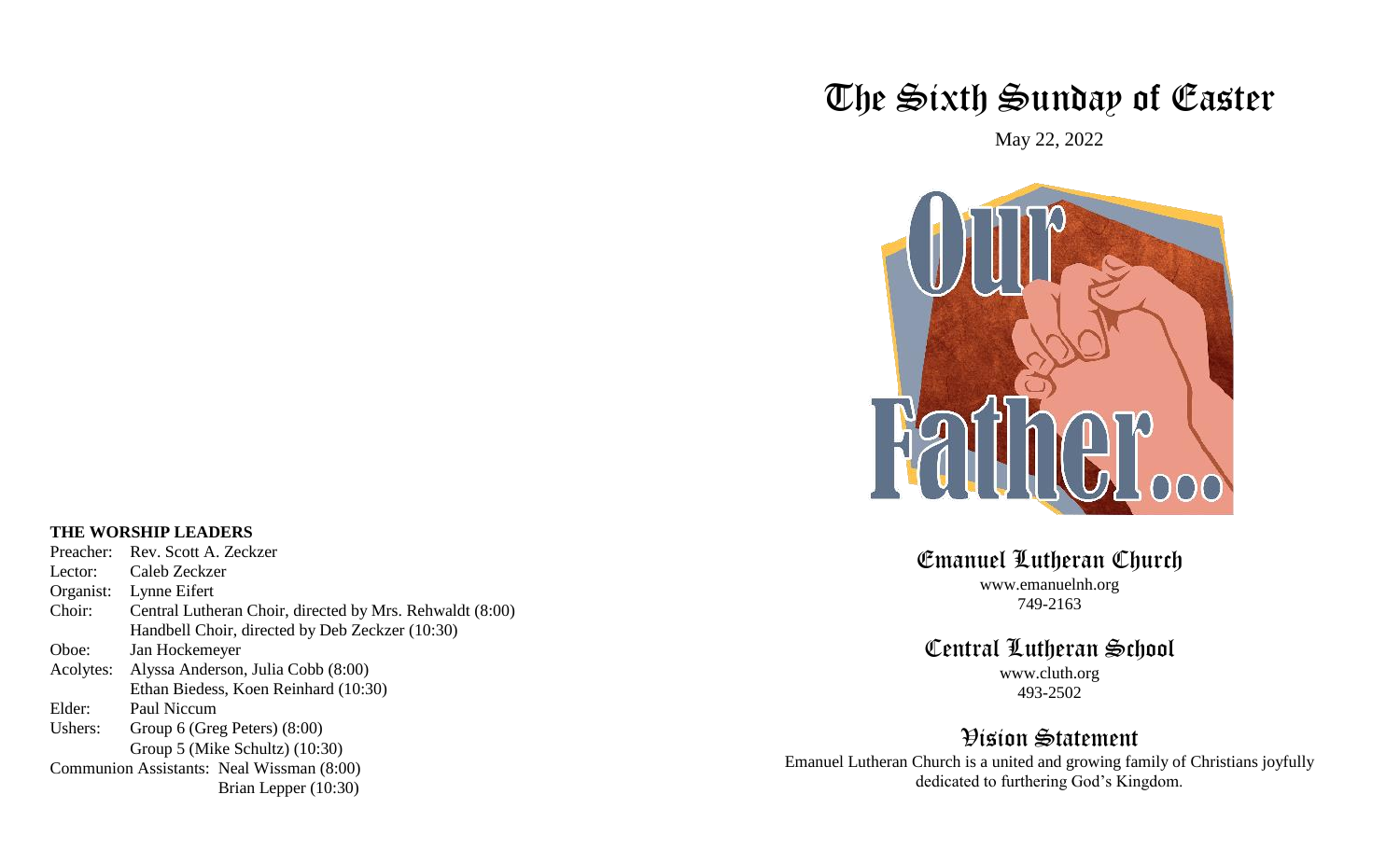**THE WORSHIP LEADERS**

Preacher: Rev. Scott A. Zeckzer
Lector: Caleb Zeckzer
Organist: Lynne Eifert
Choir: Central Lutheran Choir, directed by Mrs. Rehwaldt (8:00)
Handbell Choir, directed by Deb Zeckzer (10:30)
Oboe: Jan Hockemeyer
Acolytes: Alyssa Anderson, Julia Cobb (8:00)
Ethan Biedess, Koen Reinhard (10:30)
Elder: Paul Niccum
Ushers: Group 6 (Greg Peters) (8:00)
Group 5 (Mike Schultz) (10:30)
Communion Assistants: Neal Wissman (8:00)
Brian Lepper (10:30)

# The Sixth Sunday of Easter

May 22, 2022

## Emanuel Lutheran Church

www.emanuelnh.org
749-2163

## Central Lutheran School

www.cluth.org
493-2502

## Vision Statement

Emanuel Lutheran Church is a united and growing family of Christians joyfully dedicated to furthering God's Kingdom.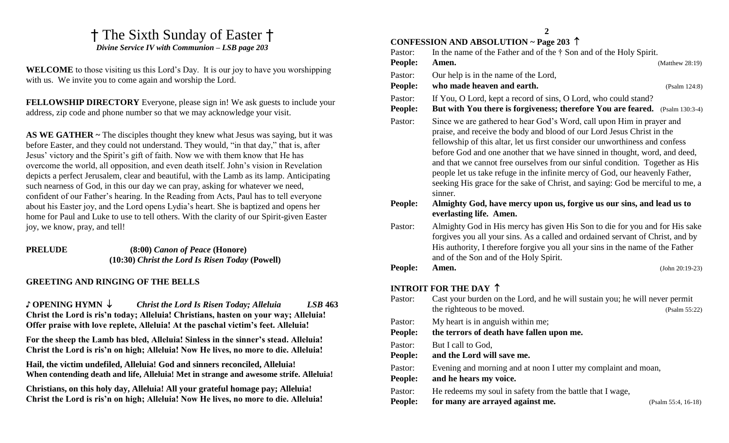# † The Sixth Sunday of Easter †

***Divine Service IV with Communion – LSB page 203***

**WELCOME** to those visiting us this Lord's Day. It is our joy to have you worshipping with us. We invite you to come again and worship the Lord.

**FELLOWSHIP DIRECTORY** Everyone, please sign in! We ask guests to include your address, zip code and phone number so that we may acknowledge your visit.

**AS WE GATHER ~** The disciples thought they knew what Jesus was saying, but it was before Easter, and they could not understand. They would, "in that day," that is, after Jesus' victory and the Spirit's gift of faith. Now we with them know that He has overcome the world, all opposition, and even death itself. John's vision in Revelation depicts a perfect Jerusalem, clear and beautiful, with the Lamb as its lamp. Anticipating such nearness of God, in this our day we can pray, asking for whatever we need, confident of our Father's hearing. In the Reading from Acts, Paul has to tell everyone about his Easter joy, and the Lord opens Lydia's heart. She is baptized and opens her home for Paul and Luke to use to tell others. With the clarity of our Spirit-given Easter joy, we know, pray, and tell!

**PRELUDE** **(8:00)** ***Canon of Peace*** **(Honore)**
**(10:30)** ***Christ the Lord Is Risen Today*** **(Powell)**

**GREETING AND RINGING OF THE BELLS**

**♪ OPENING HYMN ↓** ***Christ the Lord Is Risen Today; Alleluia*** ***LSB*** **463**

**Christ the Lord is ris'n today; Alleluia! Christians, hasten on your way; Alleluia! Offer praise with love replete, Alleluia! At the paschal victim's feet. Alleluia!**

**For the sheep the Lamb has bled, Alleluia! Sinless in the sinner's stead. Alleluia! Christ the Lord is ris'n on high; Alleluia! Now He lives, no more to die. Alleluia!**

**Hail, the victim undefiled, Alleluia! God and sinners reconciled, Alleluia! When contending death and life, Alleluia! Met in strange and awesome strife. Alleluia!**

**Christians, on this holy day, Alleluia! All your grateful homage pay; Alleluia! Christ the Lord is ris'n on high; Alleluia! Now He lives, no more to die. Alleluia!**

## CONFESSION AND ABSOLUTION ~ Page 203 ↑

Pastor: In the name of the Father and of the † Son and of the Holy Spirit.
**People: Amen.** (Matthew 28:19)

Pastor: Our help is in the name of the Lord,
**People: who made heaven and earth.** (Psalm 124:8)

Pastor: If You, O Lord, kept a record of sins, O Lord, who could stand?
**People: But with You there is forgiveness; therefore You are feared.** (Psalm 130:3-4)

Pastor: Since we are gathered to hear God's Word, call upon Him in prayer and praise, and receive the body and blood of our Lord Jesus Christ in the fellowship of this altar, let us first consider our unworthiness and confess before God and one another that we have sinned in thought, word, and deed, and that we cannot free ourselves from our sinful condition. Together as His people let us take refuge in the infinite mercy of God, our heavenly Father, seeking His grace for the sake of Christ, and saying: God be merciful to me, a sinner.

**People: Almighty God, have mercy upon us, forgive us our sins, and lead us to everlasting life. Amen.**

Pastor: Almighty God in His mercy has given His Son to die for you and for His sake forgives you all your sins. As a called and ordained servant of Christ, and by His authority, I therefore forgive you all your sins in the name of the Father and of the Son and of the Holy Spirit.
**People: Amen.** (John 20:19-23)

## INTROIT FOR THE DAY ↑

Pastor: Cast your burden on the Lord, and he will sustain you; he will never permit the righteous to be moved. (Psalm 55:22)

Pastor: My heart is in anguish within me;
**People: the terrors of death have fallen upon me.**

Pastor: But I call to God,
**People: and the Lord will save me.**

Pastor: Evening and morning and at noon I utter my complaint and moan,
**People: and he hears my voice.**

Pastor: He redeems my soul in safety from the battle that I wage,
**People: for many are arrayed against me.** (Psalm 55:4, 16-18)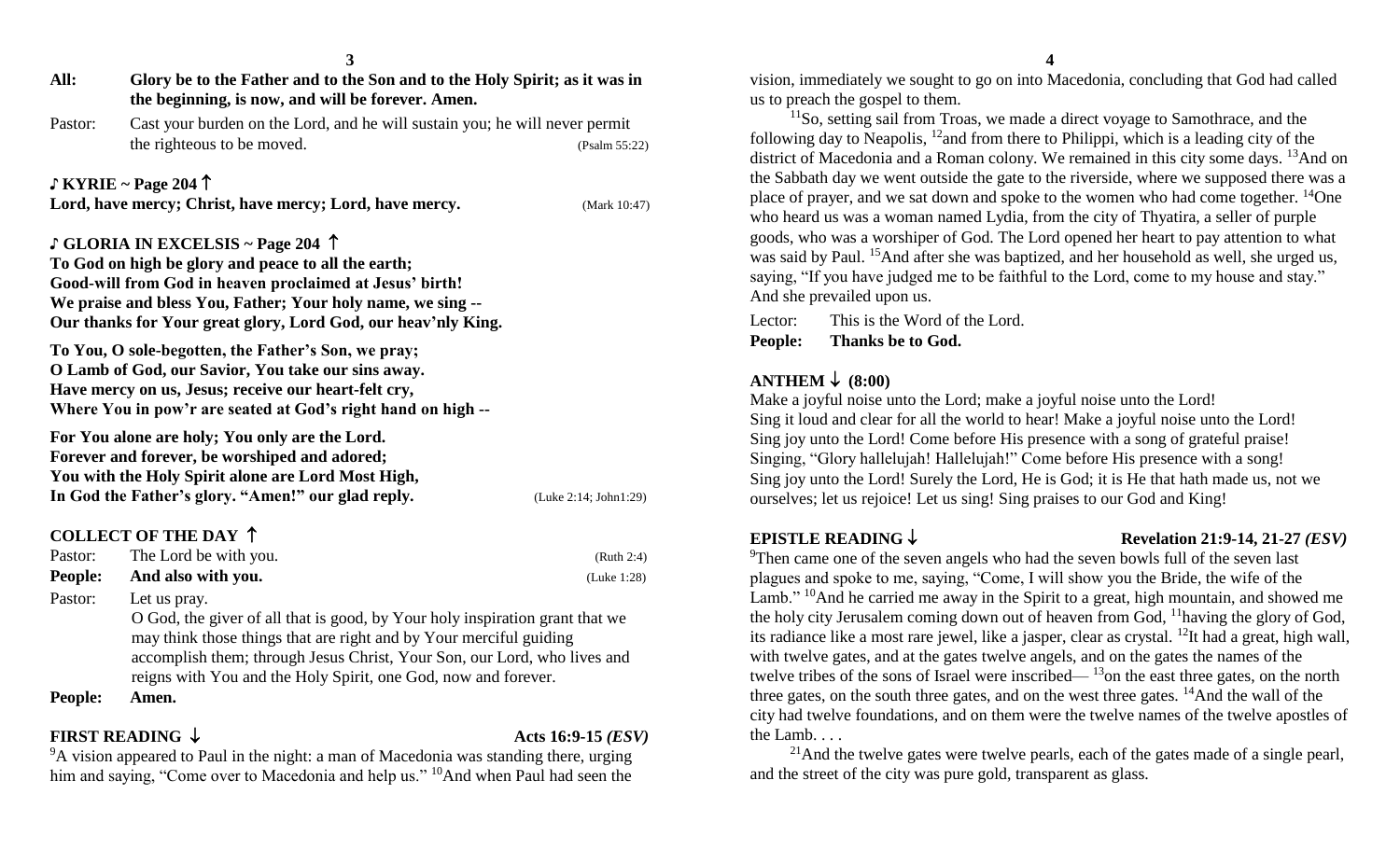**All:** **Glory be to the Father and to the Son and to the Holy Spirit; as it was in the beginning, is now, and will be forever. Amen.**

Pastor: Cast your burden on the Lord, and he will sustain you; he will never permit the righteous to be moved. (Psalm 55:22)

### ♪ KYRIE ~ Page 204 ↑

**Lord, have mercy; Christ, have mercy; Lord, have mercy.** (Mark 10:47)

### ♪ GLORIA IN EXCELSIS ~ Page 204 ↑

**To God on high be glory and peace to all the earth;**
**Good-will from God in heaven proclaimed at Jesus' birth!**
**We praise and bless You, Father; Your holy name, we sing --**
**Our thanks for Your great glory, Lord God, our heav'nly King.**

**To You, O sole-begotten, the Father's Son, we pray;**
**O Lamb of God, our Savior, You take our sins away.**
**Have mercy on us, Jesus; receive our heart-felt cry,**
**Where You in pow'r are seated at God's right hand on high --**

**For You alone are holy; You only are the Lord.**
**Forever and forever, be worshiped and adored;**
**You with the Holy Spirit alone are Lord Most High,**
**In God the Father's glory. "Amen!" our glad reply.** (Luke 2:14; John1:29)

### COLLECT OF THE DAY ↑

Pastor: The Lord be with you. (Ruth 2:4)

**People:** **And also with you.** (Luke 1:28)

Pastor: Let us pray.
O God, the giver of all that is good, by Your holy inspiration grant that we may think those things that are right and by Your merciful guiding accomplish them; through Jesus Christ, Your Son, our Lord, who lives and reigns with You and the Holy Spirit, one God, now and forever.

**People:** **Amen.**

### FIRST READING ↓ Acts 16:9-15 *(ESV)*

[9]A vision appeared to Paul in the night: a man of Macedonia was standing there, urging him and saying, "Come over to Macedonia and help us." [10]And when Paul had seen the vision, immediately we sought to go on into Macedonia, concluding that God had called us to preach the gospel to them.

[11]So, setting sail from Troas, we made a direct voyage to Samothrace, and the following day to Neapolis, [12]and from there to Philippi, which is a leading city of the district of Macedonia and a Roman colony. We remained in this city some days. [13]And on the Sabbath day we went outside the gate to the riverside, where we supposed there was a place of prayer, and we sat down and spoke to the women who had come together. [14]One who heard us was a woman named Lydia, from the city of Thyatira, a seller of purple goods, who was a worshiper of God. The Lord opened her heart to pay attention to what was said by Paul. [15]And after she was baptized, and her household as well, she urged us, saying, "If you have judged me to be faithful to the Lord, come to my house and stay." And she prevailed upon us.

Lector: This is the Word of the Lord.

**People:** **Thanks be to God.**

### ANTHEM ↓ (8:00)

Make a joyful noise unto the Lord; make a joyful noise unto the Lord!
Sing it loud and clear for all the world to hear! Make a joyful noise unto the Lord!
Sing joy unto the Lord! Come before His presence with a song of grateful praise!
Singing, "Glory hallelujah! Hallelujah!" Come before His presence with a song!
Sing joy unto the Lord! Surely the Lord, He is God; it is He that hath made us, not we ourselves; let us rejoice! Let us sing! Sing praises to our God and King!

### EPISTLE READING ↓ Revelation 21:9-14, 21-27 *(ESV)*

[9]Then came one of the seven angels who had the seven bowls full of the seven last plagues and spoke to me, saying, "Come, I will show you the Bride, the wife of the Lamb." [10]And he carried me away in the Spirit to a great, high mountain, and showed me the holy city Jerusalem coming down out of heaven from God, [11]having the glory of God, its radiance like a most rare jewel, like a jasper, clear as crystal. [12]It had a great, high wall, with twelve gates, and at the gates twelve angels, and on the gates the names of the twelve tribes of the sons of Israel were inscribed— [13]on the east three gates, on the north three gates, on the south three gates, and on the west three gates. [14]And the wall of the city had twelve foundations, and on them were the twelve names of the twelve apostles of the Lamb. . . .

[21]And the twelve gates were twelve pearls, each of the gates made of a single pearl, and the street of the city was pure gold, transparent as glass.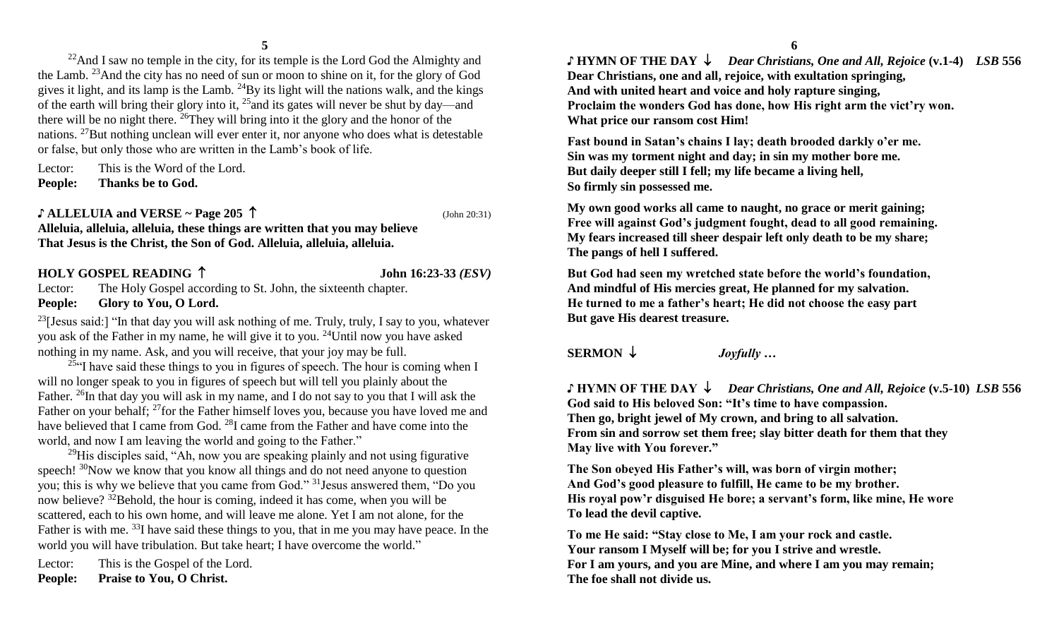[22]And I saw no temple in the city, for its temple is the Lord God the Almighty and the Lamb. [23]And the city has no need of sun or moon to shine on it, for the glory of God gives it light, and its lamp is the Lamb. [24]By its light will the nations walk, and the kings of the earth will bring their glory into it, [25]and its gates will never be shut by day—and there will be no night there. [26]They will bring into it the glory and the honor of the nations. [27]But nothing unclean will ever enter it, nor anyone who does what is detestable or false, but only those who are written in the Lamb's book of life.

Lector: This is the Word of the Lord.
**People: Thanks be to God.**

**♪ ALLELUIA and VERSE ~ Page 205 ↑** (John 20:31)

**Alleluia, alleluia, alleluia, these things are written that you may believe That Jesus is the Christ, the Son of God. Alleluia, alleluia, alleluia.**

**HOLY GOSPEL READING ↑ John 16:23-33 *(ESV)***

Lector: The Holy Gospel according to St. John, the sixteenth chapter.
**People: Glory to You, O Lord.**

[23][Jesus said:] "In that day you will ask nothing of me. Truly, truly, I say to you, whatever you ask of the Father in my name, he will give it to you. [24]Until now you have asked nothing in my name. Ask, and you will receive, that your joy may be full.

[25]"I have said these things to you in figures of speech. The hour is coming when I will no longer speak to you in figures of speech but will tell you plainly about the Father. [26]In that day you will ask in my name, and I do not say to you that I will ask the Father on your behalf; [27]for the Father himself loves you, because you have loved me and have believed that I came from God. [28]I came from the Father and have come into the world, and now I am leaving the world and going to the Father."

[29]His disciples said, "Ah, now you are speaking plainly and not using figurative speech! [30]Now we know that you know all things and do not need anyone to question you; this is why we believe that you came from God." [31]Jesus answered them, "Do you now believe? [32]Behold, the hour is coming, indeed it has come, when you will be scattered, each to his own home, and will leave me alone. Yet I am not alone, for the Father is with me. [33]I have said these things to you, that in me you may have peace. In the world you will have tribulation. But take heart; I have overcome the world."

Lector: This is the Gospel of the Lord.
**People: Praise to You, O Christ.**

**♪ HYMN OF THE DAY ↓ *Dear Christians, One and All, Rejoice* (v.1-4) *LSB* 556**

**Dear Christians, one and all, rejoice, with exultation springing,
And with united heart and voice and holy rapture singing,
Proclaim the wonders God has done, how His right arm the vict'ry won.
What price our ransom cost Him!**

**Fast bound in Satan's chains I lay; death brooded darkly o'er me.
Sin was my torment night and day; in sin my mother bore me.
But daily deeper still I fell; my life became a living hell,
So firmly sin possessed me.**

**My own good works all came to naught, no grace or merit gaining;
Free will against God's judgment fought, dead to all good remaining.
My fears increased till sheer despair left only death to be my share;
The pangs of hell I suffered.**

**But God had seen my wretched state before the world's foundation,
And mindful of His mercies great, He planned for my salvation.
He turned to me a father's heart; He did not choose the easy part
But gave His dearest treasure.**

**SERMON ↓** *Joyfully …*

**♪ HYMN OF THE DAY ↓ *Dear Christians, One and All, Rejoice* (v.5-10) *LSB* 556**

**God said to His beloved Son: "It's time to have compassion.
Then go, bright jewel of My crown, and bring to all salvation.
From sin and sorrow set them free; slay bitter death for them that they
May live with You forever."**

**The Son obeyed His Father's will, was born of virgin mother;
And God's good pleasure to fulfill, He came to be my brother.
His royal pow'r disguised He bore; a servant's form, like mine, He wore
To lead the devil captive.**

**To me He said: "Stay close to Me, I am your rock and castle.
Your ransom I Myself will be; for you I strive and wrestle.
For I am yours, and you are Mine, and where I am you may remain;
The foe shall not divide us.**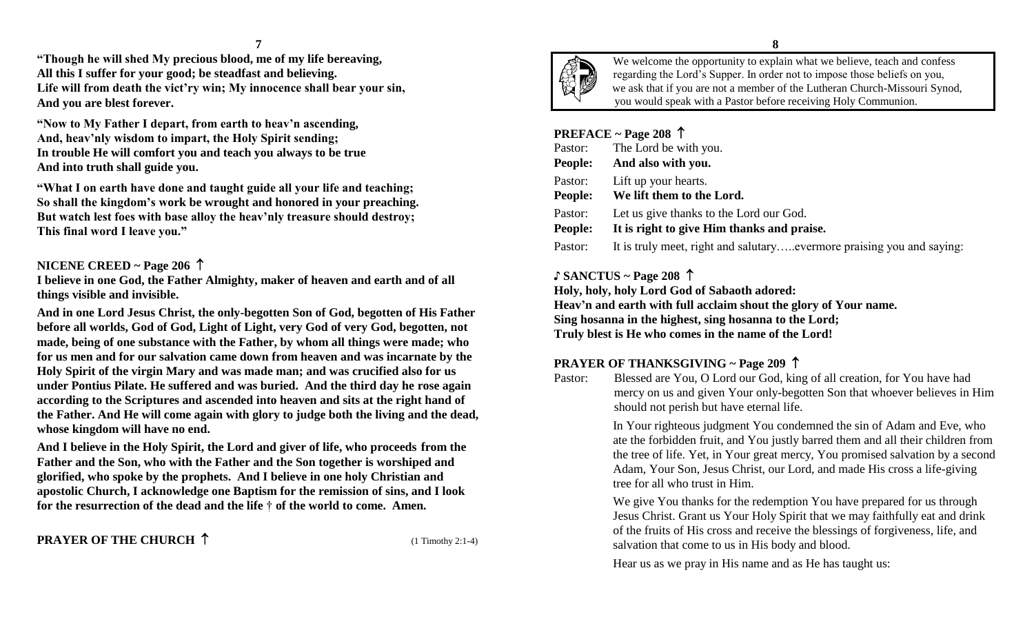**"Though he will shed My precious blood, me of my life bereaving,**
**All this I suffer for your good; be steadfast and believing.**
**Life will from death the vict'ry win; My innocence shall bear your sin,**
**And you are blest forever.**

**"Now to My Father I depart, from earth to heav'n ascending,**
**And, heav'nly wisdom to impart, the Holy Spirit sending;**
**In trouble He will comfort you and teach you always to be true**
**And into truth shall guide you.**

**"What I on earth have done and taught guide all your life and teaching;**
**So shall the kingdom's work be wrought and honored in your preaching.**
**But watch lest foes with base alloy the heav'nly treasure should destroy;**
**This final word I leave you."**

## NICENE CREED ~ Page 206 ↑

**I believe in one God, the Father Almighty, maker of heaven and earth and of all things visible and invisible.**

**And in one Lord Jesus Christ, the only-begotten Son of God, begotten of His Father before all worlds, God of God, Light of Light, very God of very God, begotten, not made, being of one substance with the Father, by whom all things were made; who for us men and for our salvation came down from heaven and was incarnate by the Holy Spirit of the virgin Mary and was made man; and was crucified also for us under Pontius Pilate. He suffered and was buried. And the third day he rose again according to the Scriptures and ascended into heaven and sits at the right hand of the Father. And He will come again with glory to judge both the living and the dead, whose kingdom will have no end.**

**And I believe in the Holy Spirit, the Lord and giver of life, who proceeds from the Father and the Son, who with the Father and the Son together is worshiped and glorified, who spoke by the prophets. And I believe in one holy Christian and apostolic Church, I acknowledge one Baptism for the remission of sins, and I look for the resurrection of the dead and the life † of the world to come. Amen.**

## PRAYER OF THE CHURCH ↑ (1 Timothy 2:1-4)

We welcome the opportunity to explain what we believe, teach and confess regarding the Lord's Supper. In order not to impose those beliefs on you, we ask that if you are not a member of the Lutheran Church-Missouri Synod, you would speak with a Pastor before receiving Holy Communion.

## PREFACE ~ Page 208 ↑

Pastor: The Lord be with you.
**People: And also with you.**

Pastor: Lift up your hearts.
**People: We lift them to the Lord.**

Pastor: Let us give thanks to the Lord our God.
**People: It is right to give Him thanks and praise.**

Pastor: It is truly meet, right and salutary…..evermore praising you and saying:

## ♪ SANCTUS ~ Page 208 ↑

**Holy, holy, holy Lord God of Sabaoth adored:**
**Heav'n and earth with full acclaim shout the glory of Your name.**
**Sing hosanna in the highest, sing hosanna to the Lord;**
**Truly blest is He who comes in the name of the Lord!**

## PRAYER OF THANKSGIVING ~ Page 209 ↑

Pastor: Blessed are You, O Lord our God, king of all creation, for You have had mercy on us and given Your only-begotten Son that whoever believes in Him should not perish but have eternal life.

In Your righteous judgment You condemned the sin of Adam and Eve, who ate the forbidden fruit, and You justly barred them and all their children from the tree of life. Yet, in Your great mercy, You promised salvation by a second Adam, Your Son, Jesus Christ, our Lord, and made His cross a life-giving tree for all who trust in Him.

We give You thanks for the redemption You have prepared for us through Jesus Christ. Grant us Your Holy Spirit that we may faithfully eat and drink of the fruits of His cross and receive the blessings of forgiveness, life, and salvation that come to us in His body and blood.

Hear us as we pray in His name and as He has taught us: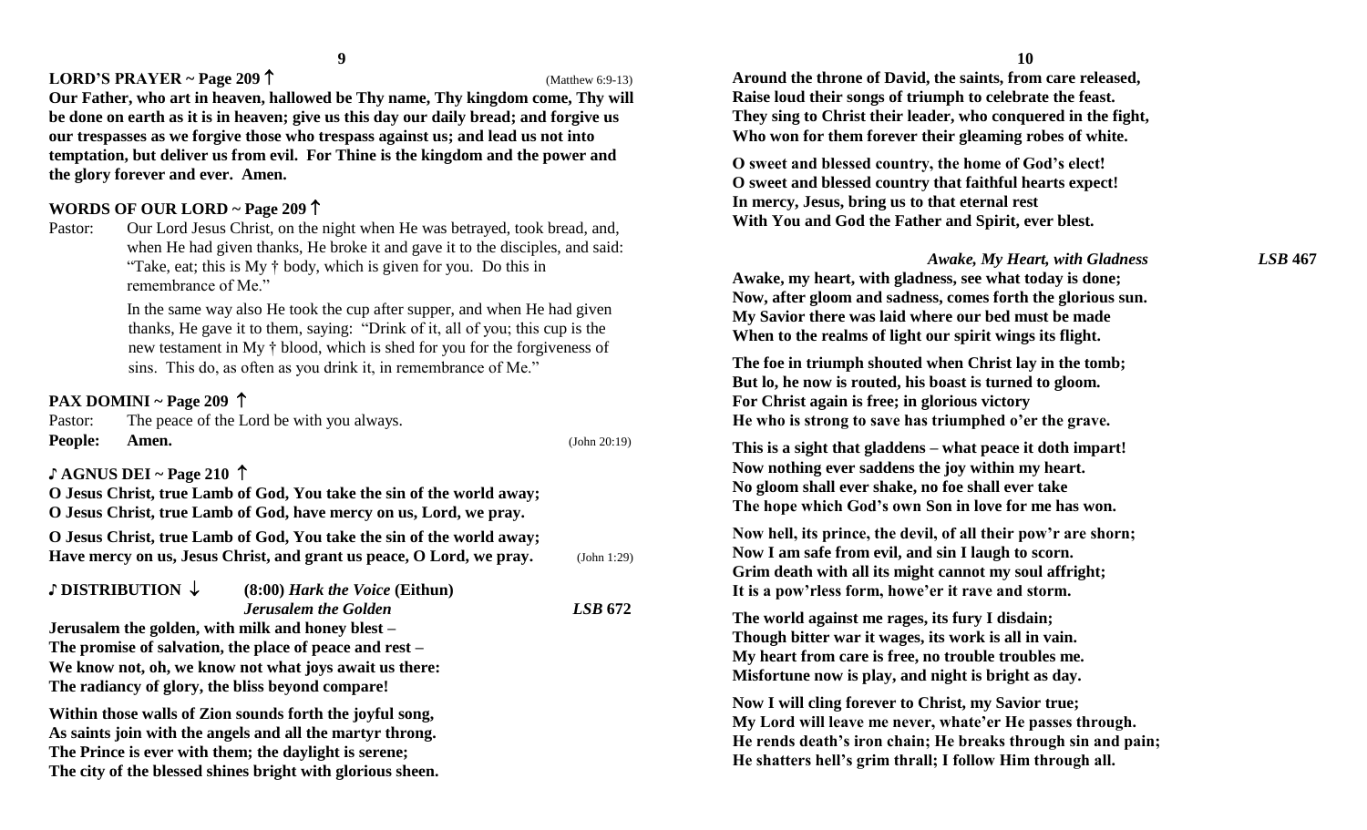**LORD'S PRAYER ~ Page 209 ↑** (Matthew 6:9-13)

**Our Father, who art in heaven, hallowed be Thy name, Thy kingdom come, Thy will be done on earth as it is in heaven; give us this day our daily bread; and forgive us our trespasses as we forgive those who trespass against us; and lead us not into temptation, but deliver us from evil. For Thine is the kingdom and the power and the glory forever and ever. Amen.**

**WORDS OF OUR LORD ~ Page 209 ↑**

Pastor: Our Lord Jesus Christ, on the night when He was betrayed, took bread, and, when He had given thanks, He broke it and gave it to the disciples, and said: "Take, eat; this is My † body, which is given for you. Do this in remembrance of Me."

In the same way also He took the cup after supper, and when He had given thanks, He gave it to them, saying: "Drink of it, all of you; this cup is the new testament in My † blood, which is shed for you for the forgiveness of sins. This do, as often as you drink it, in remembrance of Me."

**PAX DOMINI ~ Page 209 ↑**

Pastor: The peace of the Lord be with you always.
**People: Amen.** (John 20:19)

**♪ AGNUS DEI ~ Page 210 ↑**

**O Jesus Christ, true Lamb of God, You take the sin of the world away;**
**O Jesus Christ, true Lamb of God, have mercy on us, Lord, we pray.**

**O Jesus Christ, true Lamb of God, You take the sin of the world away;**
**Have mercy on us, Jesus Christ, and grant us peace, O Lord, we pray.** (John 1:29)

**♪ DISTRIBUTION ↓** **(8:00)** ***Hark the Voice*** **(Eithun)**

***Jerusalem the Golden*** ***LSB* 672**

**Jerusalem the golden, with milk and honey blest –**
**The promise of salvation, the place of peace and rest –**
**We know not, oh, we know not what joys await us there:**
**The radiancy of glory, the bliss beyond compare!**

**Within those walls of Zion sounds forth the joyful song,**
**As saints join with the angels and all the martyr throng.**
**The Prince is ever with them; the daylight is serene;**
**The city of the blessed shines bright with glorious sheen.**

**Around the throne of David, the saints, from care released,**
**Raise loud their songs of triumph to celebrate the feast.**
**They sing to Christ their leader, who conquered in the fight,**
**Who won for them forever their gleaming robes of white.**

**O sweet and blessed country, the home of God's elect!**
**O sweet and blessed country that faithful hearts expect!**
**In mercy, Jesus, bring us to that eternal rest**
**With You and God the Father and Spirit, ever blest.**

***Awake, My Heart, with Gladness*** ***LSB* 467**

**Awake, my heart, with gladness, see what today is done;**
**Now, after gloom and sadness, comes forth the glorious sun.**
**My Savior there was laid where our bed must be made**
**When to the realms of light our spirit wings its flight.**

**The foe in triumph shouted when Christ lay in the tomb;**
**But lo, he now is routed, his boast is turned to gloom.**
**For Christ again is free; in glorious victory**
**He who is strong to save has triumphed o'er the grave.**

**This is a sight that gladdens – what peace it doth impart!**
**Now nothing ever saddens the joy within my heart.**
**No gloom shall ever shake, no foe shall ever take**
**The hope which God's own Son in love for me has won.**

**Now hell, its prince, the devil, of all their pow'r are shorn;**
**Now I am safe from evil, and sin I laugh to scorn.**
**Grim death with all its might cannot my soul affright;**
**It is a pow'rless form, howe'er it rave and storm.**

**The world against me rages, its fury I disdain;**
**Though bitter war it wages, its work is all in vain.**
**My heart from care is free, no trouble troubles me.**
**Misfortune now is play, and night is bright as day.**

**Now I will cling forever to Christ, my Savior true;**
**My Lord will leave me never, whate'er He passes through.**
**He rends death's iron chain; He breaks through sin and pain;**
**He shatters hell's grim thrall; I follow Him through all.**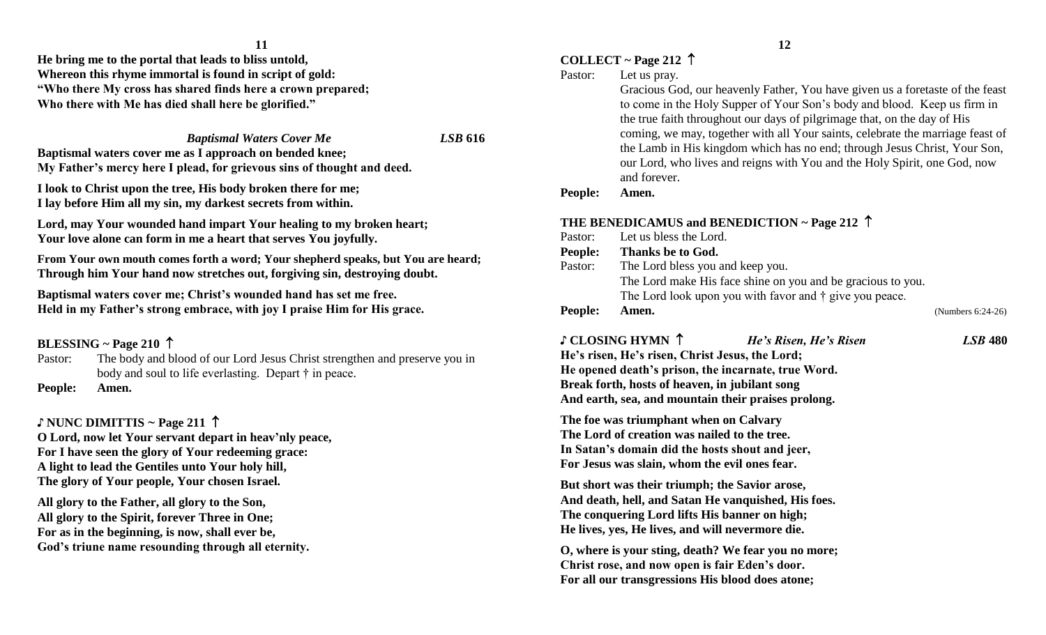**He bring me to the portal that leads to bliss untold,**
**Whereon this rhyme immortal is found in script of gold:**
**"Who there My cross has shared finds here a crown prepared;**
**Who there with Me has died shall here be glorified."**

***Baptismal Waters Cover Me*** ***LSB* 616**

**Baptismal waters cover me as I approach on bended knee;**
**My Father's mercy here I plead, for grievous sins of thought and deed.**

**I look to Christ upon the tree, His body broken there for me;**
**I lay before Him all my sin, my darkest secrets from within.**

**Lord, may Your wounded hand impart Your healing to my broken heart;**
**Your love alone can form in me a heart that serves You joyfully.**

**From Your own mouth comes forth a word; Your shepherd speaks, but You are heard;**
**Through him Your hand now stretches out, forgiving sin, destroying doubt.**

**Baptismal waters cover me; Christ's wounded hand has set me free.**
**Held in my Father's strong embrace, with joy I praise Him for His grace.**

### BLESSING ~ Page 210 ↑

Pastor: The body and blood of our Lord Jesus Christ strengthen and preserve you in body and soul to life everlasting. Depart † in peace.
**People: Amen.**

### ♪ NUNC DIMITTIS ~ Page 211 ↑

**O Lord, now let Your servant depart in heav'nly peace,**
**For I have seen the glory of Your redeeming grace:**
**A light to lead the Gentiles unto Your holy hill,**
**The glory of Your people, Your chosen Israel.**

**All glory to the Father, all glory to the Son,**
**All glory to the Spirit, forever Three in One;**
**For as in the beginning, is now, shall ever be,**
**God's triune name resounding through all eternity.**

### COLLECT ~ Page 212 ↑

Pastor: Let us pray.
Gracious God, our heavenly Father, You have given us a foretaste of the feast to come in the Holy Supper of Your Son's body and blood. Keep us firm in the true faith throughout our days of pilgrimage that, on the day of His coming, we may, together with all Your saints, celebrate the marriage feast of the Lamb in His kingdom which has no end; through Jesus Christ, Your Son, our Lord, who lives and reigns with You and the Holy Spirit, one God, now and forever.
**People: Amen.**

### THE BENEDICAMUS and BENEDICTION ~ Page 212 ↑

Pastor: Let us bless the Lord.
**People: Thanks be to God.**
Pastor: The Lord bless you and keep you.
The Lord make His face shine on you and be gracious to you.
The Lord look upon you with favor and † give you peace.
**People: Amen.** (Numbers 6:24-26)

### ♪ CLOSING HYMN ↑ *He's Risen, He's Risen* *LSB* 480

**He's risen, He's risen, Christ Jesus, the Lord;**
**He opened death's prison, the incarnate, true Word.**
**Break forth, hosts of heaven, in jubilant song**
**And earth, sea, and mountain their praises prolong.**

**The foe was triumphant when on Calvary**
**The Lord of creation was nailed to the tree.**
**In Satan's domain did the hosts shout and jeer,**
**For Jesus was slain, whom the evil ones fear.**

**But short was their triumph; the Savior arose,**
**And death, hell, and Satan He vanquished, His foes.**
**The conquering Lord lifts His banner on high;**
**He lives, yes, He lives, and will nevermore die.**

**O, where is your sting, death? We fear you no more;**
**Christ rose, and now open is fair Eden's door.**
**For all our transgressions His blood does atone;**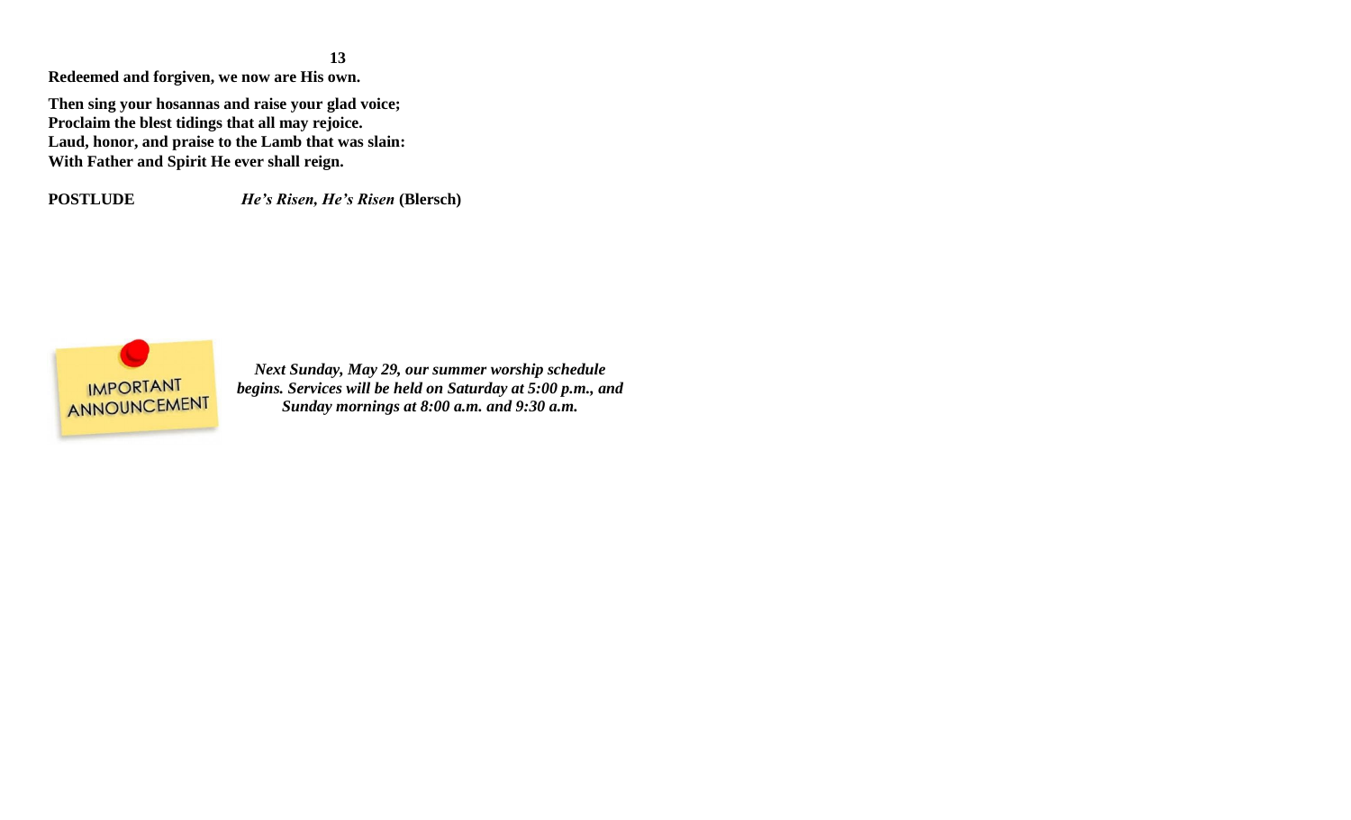**Redeemed and forgiven, we now are His own.**

**Then sing your hosannas and raise your glad voice;**
**Proclaim the blest tidings that all may rejoice.**
**Laud, honor, and praise to the Lamb that was slain:**
**With Father and Spirit He ever shall reign.**

**POSTLUDE** ***He's Risen, He's Risen*** **(Blersch)**

IMPORTANT ANNOUNCEMENT

***Next Sunday, May 29, our summer worship schedule begins. Services will be held on Saturday at 5:00 p.m., and Sunday mornings at 8:00 a.m. and 9:30 a.m.***